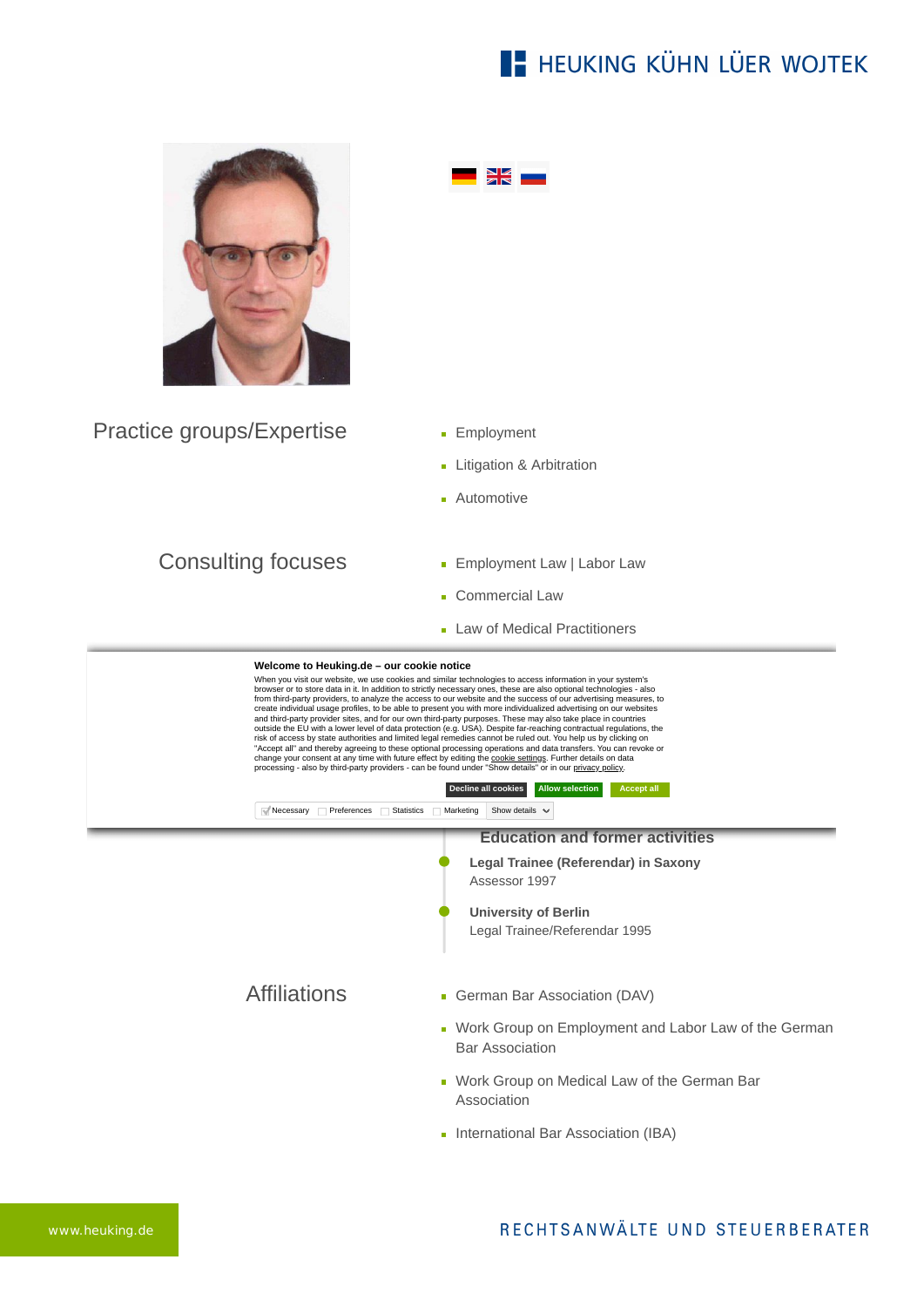# HEUKING KÜHN LÜER WOJTEK

## Practice groups/Expertise

- Employment
- Litigation & Arbitration
- Automotive

## Consulting focuses

- Employment Law | Labor Law
- Commercial Law
- Law of Medical Practitioners

**Welcome to Heuking.de – our cookie notice**

When you visit our website, we use cookies and similar technologies to access information in your system's browser or to store data in it. In addition to strictly necessary ones, these are also optional technologies - also from third-party providers, to analyze the access to our website and the success of our advertising measures, to create individual usage profiles, to be able to present you with more individualized advertising on our websites and third-party provider sites, and for our own third-party purposes. These may also take place in countries outside the EU with a lower level of data protection (e.g. USA). Despite far-reaching contractual regulations, the risk of access by state authorities and limited legal remedies cannot be ruled out. You help us by clicking on "Accept all" and thereby agreeing to these optional processing operations and data transfers. You can revoke or change your consent at any time with future effect by editing the cookie settings. Further details on data processing - also by third-party providers - can be found under "Show details" or in our privacy policy.

Decline all cookies | Allow selection | Accept all

Necessary | Preferences | Statistics | Marketing | Show details

## Education and former activities

**Legal Trainee (Referendar) in Saxony**
Assessor 1997

**University of Berlin**
Legal Trainee/Referendar 1995

## Affiliations

- German Bar Association (DAV)
- Work Group on Employment and Labor Law of the German Bar Association
- Work Group on Medical Law of the German Bar Association
- International Bar Association (IBA)

www.heuking.de

RECHTSANWÄLTE UND STEUERBERATER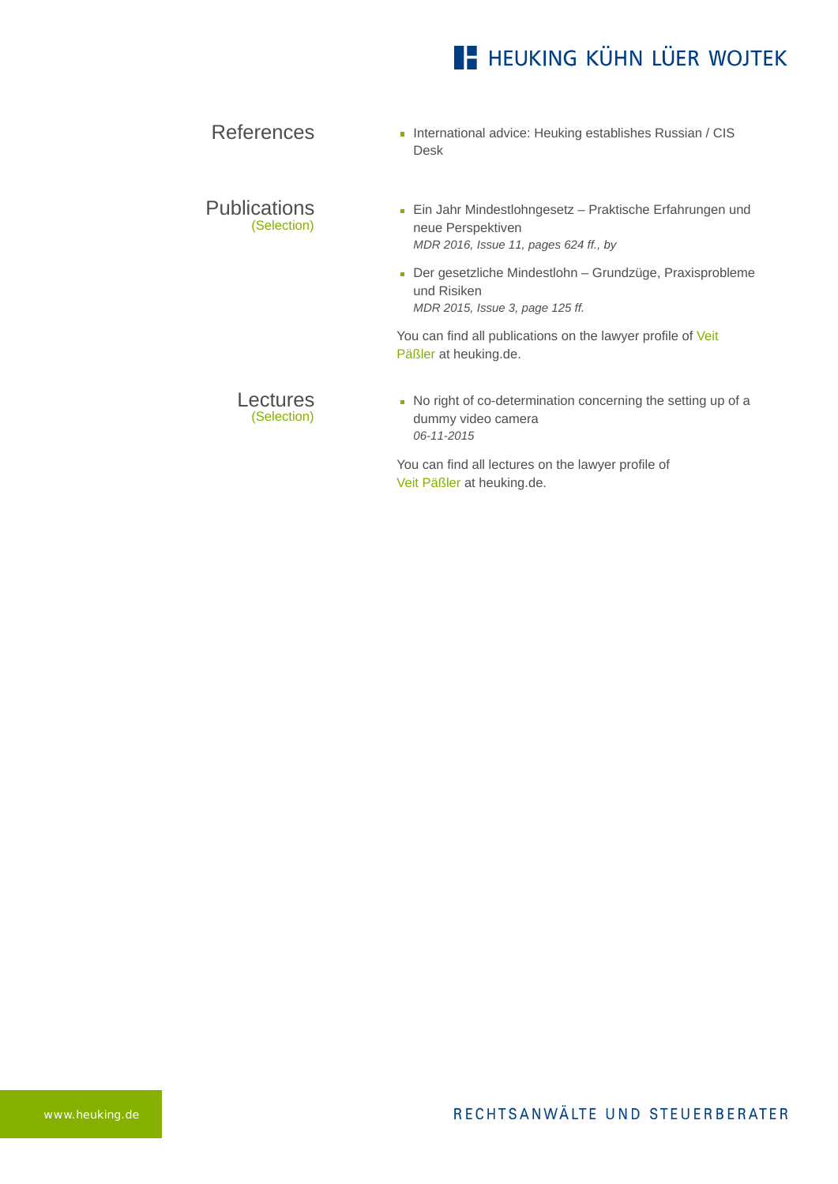## References

- International advice: Heuking establishes Russian / CIS Desk

## Publications
(Selection)

- Ein Jahr Mindestlohngesetz – Praktische Erfahrungen und neue Perspektiven
  *MDR 2016, Issue 11, pages 624 ff., by*
- Der gesetzliche Mindestlohn – Grundzüge, Praxisprobleme und Risiken
  *MDR 2015, Issue 3, page 125 ff.*

You can find all publications on the lawyer profile of Veit Päßler at heuking.de.

## Lectures
(Selection)

- No right of co-determination concerning the setting up of a dummy video camera
  *06-11-2015*

You can find all lectures on the lawyer profile of Veit Päßler at heuking.de.